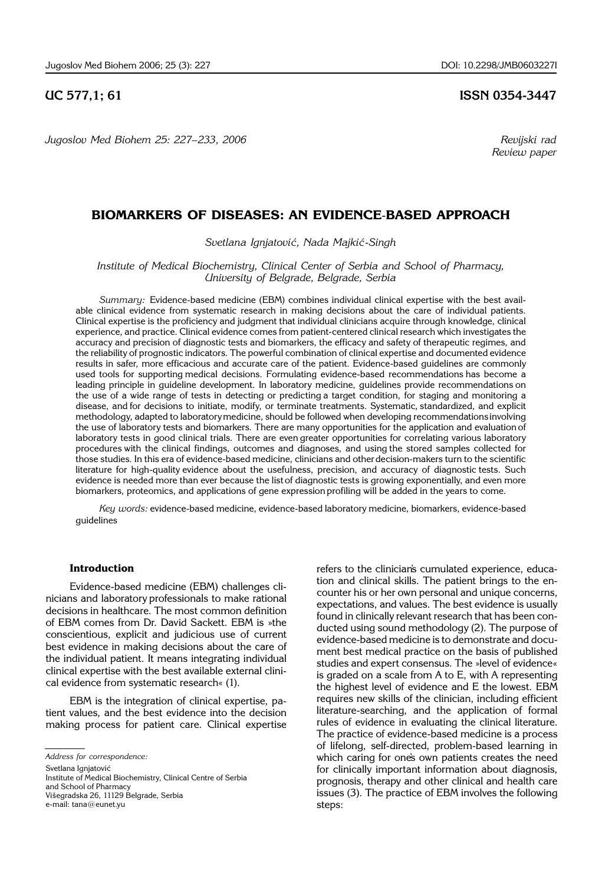UC 577,1; 61

ISSN 0354-3447

*Jugoslov Med Biohem 25: 227–233, 2006*

*Revijski rad*
*Review paper*

# BIOMARKERS OF DISEASES: AN EVIDENCE-BASED APPROACH

*Svetlana Ignjatović, Nada Majkić-Singh*

*Institute of Medical Biochemistry, Clinical Center of Serbia and School of Pharmacy, University of Belgrade, Belgrade, Serbia*

*Summary:* Evidence-based medicine (EBM) combines individual clinical expertise with the best available clinical evidence from systematic research in making decisions about the care of individual patients. Clinical expertise is the proficiency and judgment that individual clinicians acquire through knowledge, clinical experience, and practice. Clinical evidence comes from patient-centered clinical research which investigates the accuracy and precision of diagnostic tests and biomarkers, the efficacy and safety of therapeutic regimes, and the reliability of prognostic indicators. The powerful combination of clinical expertise and documented evidence results in safer, more efficacious and accurate care of the patient. Evidence-based guidelines are commonly used tools for supporting medical decisions. Formulating evidence-based recommendations has become a leading principle in guideline development. In laboratory medicine, guidelines provide recommendations on the use of a wide range of tests in detecting or predicting a target condition, for staging and monitoring a disease, and for decisions to initiate, modify, or terminate treatments. Systematic, standardized, and explicit methodology, adapted to laboratory medicine, should be followed when developing recommendations involving the use of laboratory tests and biomarkers. There are many opportunities for the application and evaluation of laboratory tests in good clinical trials. There are even greater opportunities for correlating various laboratory procedures with the clinical findings, outcomes and diagnoses, and using the stored samples collected for those studies. In this era of evidence-based medicine, clinicians and other decision-makers turn to the scientific literature for high-quality evidence about the usefulness, precision, and accuracy of diagnostic tests. Such evidence is needed more than ever because the list of diagnostic tests is growing exponentially, and even more biomarkers, proteomics, and applications of gene expression profiling will be added in the years to come.

*Key words:* evidence-based medicine, evidence-based laboratory medicine, biomarkers, evidence-based guidelines

## Introduction

Evidence-based medicine (EBM) challenges clinicians and laboratory professionals to make rational decisions in healthcare. The most common definition of EBM comes from Dr. David Sackett. EBM is »the conscientious, explicit and judicious use of current best evidence in making decisions about the care of the individual patient. It means integrating individual clinical expertise with the best available external clinical evidence from systematic research« (1).

EBM is the integration of clinical expertise, patient values, and the best evidence into the decision making process for patient care. Clinical expertise refers to the clinician's cumulated experience, education and clinical skills. The patient brings to the encounter his or her own personal and unique concerns, expectations, and values. The best evidence is usually found in clinically relevant research that has been conducted using sound methodology (2). The purpose of evidence-based medicine is to demonstrate and document best medical practice on the basis of published studies and expert consensus. The »level of evidence« is graded on a scale from A to E, with A representing the highest level of evidence and E the lowest. EBM requires new skills of the clinician, including efficient literature-searching, and the application of formal rules of evidence in evaluating the clinical literature. The practice of evidence-based medicine is a process of lifelong, self-directed, problem-based learning in which caring for one's own patients creates the need for clinically important information about diagnosis, prognosis, therapy and other clinical and health care issues (3). The practice of EBM involves the following steps:

*Address for correspondence:*

Svetlana Ignjatović
Institute of Medical Biochemistry, Clinical Centre of Serbia and School of Pharmacy
Višegradska 26, 11129 Belgrade, Serbia
e-mail: tana@eunet.yu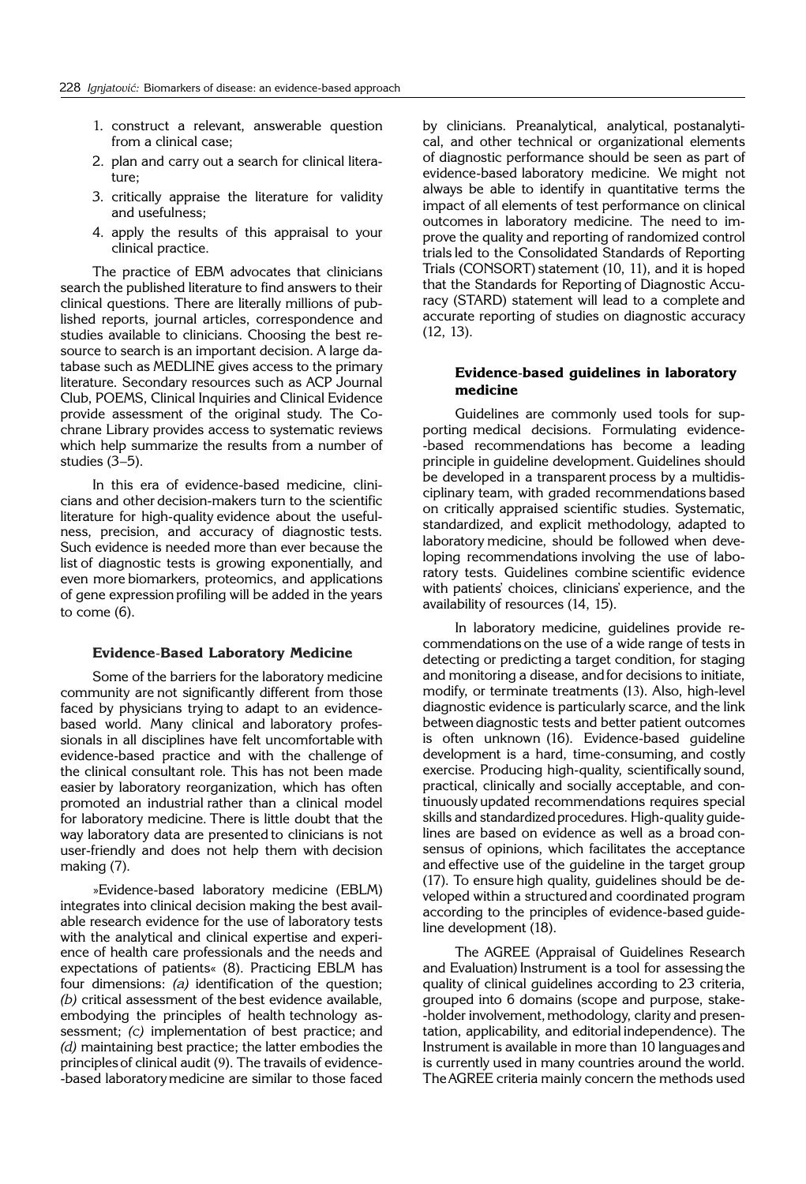1. construct a relevant, answerable question from a clinical case;
2. plan and carry out a search for clinical literature;
3. critically appraise the literature for validity and usefulness;
4. apply the results of this appraisal to your clinical practice.

The practice of EBM advocates that clinicians search the published literature to find answers to their clinical questions. There are literally millions of published reports, journal articles, correspondence and studies available to clinicians. Choosing the best resource to search is an important decision. A large database such as MEDLINE gives access to the primary literature. Secondary resources such as ACP Journal Club, POEMS, Clinical Inquiries and Clinical Evidence provide assessment of the original study. The Cochrane Library provides access to systematic reviews which help summarize the results from a number of studies (3–5).

In this era of evidence-based medicine, clinicians and other decision-makers turn to the scientific literature for high-quality evidence about the usefulness, precision, and accuracy of diagnostic tests. Such evidence is needed more than ever because the list of diagnostic tests is growing exponentially, and even more biomarkers, proteomics, and applications of gene expression profiling will be added in the years to come (6).

#### Evidence-Based Laboratory Medicine

Some of the barriers for the laboratory medicine community are not significantly different from those faced by physicians trying to adapt to an evidence-based world. Many clinical and laboratory professionals in all disciplines have felt uncomfortable with evidence-based practice and with the challenge of the clinical consultant role. This has not been made easier by laboratory reorganization, which has often promoted an industrial rather than a clinical model for laboratory medicine. There is little doubt that the way laboratory data are presented to clinicians is not user-friendly and does not help them with decision making (7).

»Evidence-based laboratory medicine (EBLM) integrates into clinical decision making the best available research evidence for the use of laboratory tests with the analytical and clinical expertise and experience of health care professionals and the needs and expectations of patients« (8). Practicing EBLM has four dimensions: *(a)* identification of the question; *(b)* critical assessment of the best evidence available, embodying the principles of health technology assessment; *(c)* implementation of best practice; and *(d)* maintaining best practice; the latter embodies the principles of clinical audit (9). The travails of evidence-based laboratory medicine are similar to those faced by clinicians. Preanalytical, analytical, postanalytical, and other technical or organizational elements of diagnostic performance should be seen as part of evidence-based laboratory medicine. We might not always be able to identify in quantitative terms the impact of all elements of test performance on clinical outcomes in laboratory medicine. The need to improve the quality and reporting of randomized control trials led to the Consolidated Standards of Reporting Trials (CONSORT) statement (10, 11), and it is hoped that the Standards for Reporting of Diagnostic Accuracy (STARD) statement will lead to a complete and accurate reporting of studies on diagnostic accuracy (12, 13).

#### Evidence-based guidelines in laboratory medicine

Guidelines are commonly used tools for supporting medical decisions. Formulating evidence-based recommendations has become a leading principle in guideline development. Guidelines should be developed in a transparent process by a multidisciplinary team, with graded recommendations based on critically appraised scientific studies. Systematic, standardized, and explicit methodology, adapted to laboratory medicine, should be followed when developing recommendations involving the use of laboratory tests. Guidelines combine scientific evidence with patients' choices, clinicians' experience, and the availability of resources (14, 15).

In laboratory medicine, guidelines provide recommendations on the use of a wide range of tests in detecting or predicting a target condition, for staging and monitoring a disease, and for decisions to initiate, modify, or terminate treatments (13). Also, high-level diagnostic evidence is particularly scarce, and the link between diagnostic tests and better patient outcomes is often unknown (16). Evidence-based guideline development is a hard, time-consuming, and costly exercise. Producing high-quality, scientifically sound, practical, clinically and socially acceptable, and continuously updated recommendations requires special skills and standardized procedures. High-quality guidelines are based on evidence as well as a broad consensus of opinions, which facilitates the acceptance and effective use of the guideline in the target group (17). To ensure high quality, guidelines should be developed within a structured and coordinated program according to the principles of evidence-based guideline development (18).

The AGREE (Appraisal of Guidelines Research and Evaluation) Instrument is a tool for assessing the quality of clinical guidelines according to 23 criteria, grouped into 6 domains (scope and purpose, stake-holder involvement, methodology, clarity and presentation, applicability, and editorial independence). The Instrument is available in more than 10 languages and is currently used in many countries around the world. The AGREE criteria mainly concern the methods used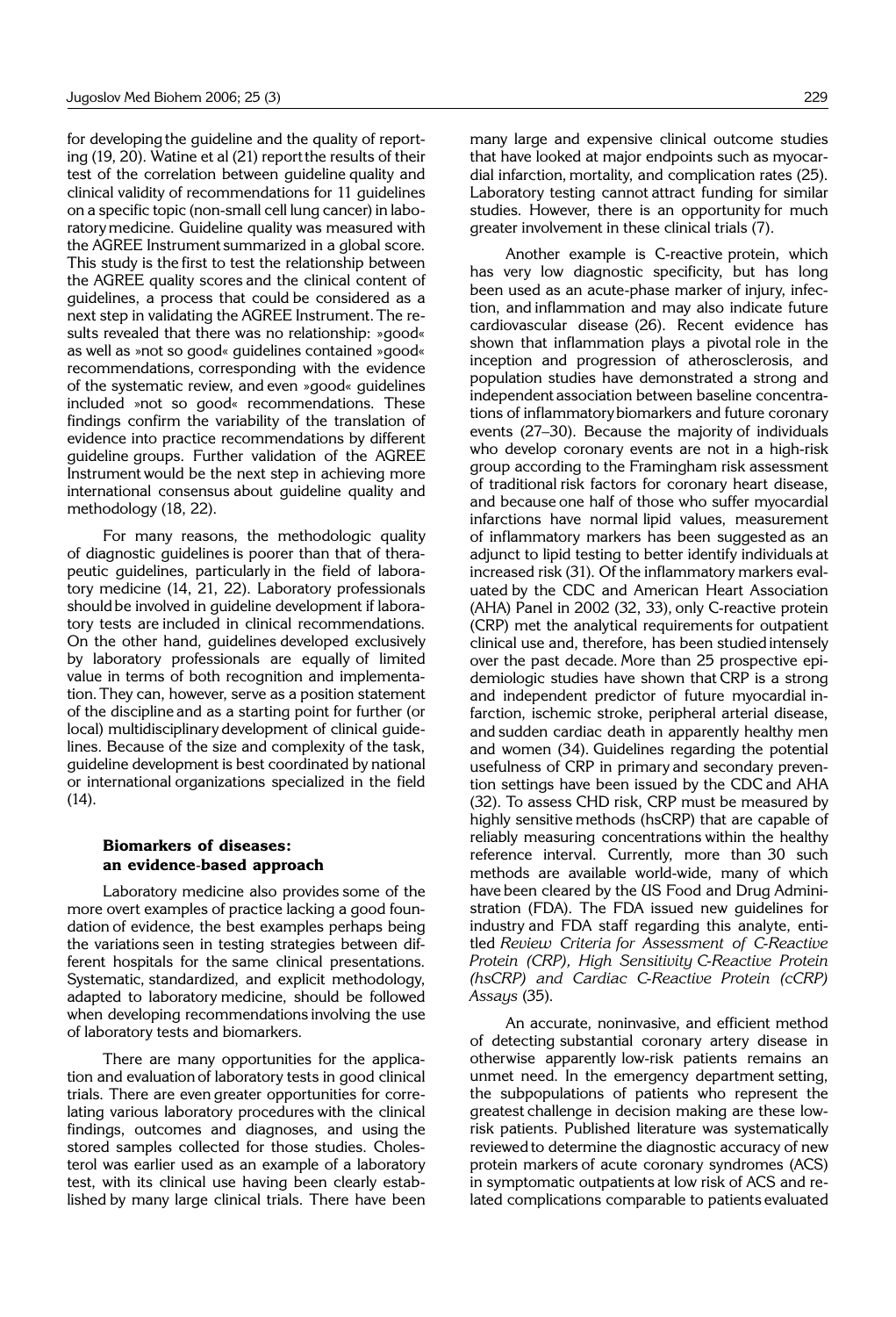for developing the guideline and the quality of reporting (19, 20). Watine et al (21) report the results of their test of the correlation between guideline quality and clinical validity of recommendations for 11 guidelines on a specific topic (non-small cell lung cancer) in laboratory medicine. Guideline quality was measured with the AGREE Instrument summarized in a global score. This study is the first to test the relationship between the AGREE quality scores and the clinical content of guidelines, a process that could be considered as a next step in validating the AGREE Instrument. The results revealed that there was no relationship: »good« as well as »not so good« guidelines contained »good« recommendations, corresponding with the evidence of the systematic review, and even »good« guidelines included »not so good« recommendations. These findings confirm the variability of the translation of evidence into practice recommendations by different guideline groups. Further validation of the AGREE Instrument would be the next step in achieving more international consensus about guideline quality and methodology (18, 22).

For many reasons, the methodologic quality of diagnostic guidelines is poorer than that of therapeutic guidelines, particularly in the field of laboratory medicine (14, 21, 22). Laboratory professionals should be involved in guideline development if laboratory tests are included in clinical recommendations. On the other hand, guidelines developed exclusively by laboratory professionals are equally of limited value in terms of both recognition and implementation. They can, however, serve as a position statement of the discipline and as a starting point for further (or local) multidisciplinary development of clinical guidelines. Because of the size and complexity of the task, guideline development is best coordinated by national or international organizations specialized in the field (14).

### Biomarkers of diseases: an evidence-based approach

Laboratory medicine also provides some of the more overt examples of practice lacking a good foundation of evidence, the best examples perhaps being the variations seen in testing strategies between different hospitals for the same clinical presentations. Systematic, standardized, and explicit methodology, adapted to laboratory medicine, should be followed when developing recommendations involving the use of laboratory tests and biomarkers.

There are many opportunities for the application and evaluation of laboratory tests in good clinical trials. There are even greater opportunities for correlating various laboratory procedures with the clinical findings, outcomes and diagnoses, and using the stored samples collected for those studies. Cholesterol was earlier used as an example of a laboratory test, with its clinical use having been clearly established by many large clinical trials. There have been many large and expensive clinical outcome studies that have looked at major endpoints such as myocardial infarction, mortality, and complication rates (25). Laboratory testing cannot attract funding for similar studies. However, there is an opportunity for much greater involvement in these clinical trials (7).

Another example is C-reactive protein, which has very low diagnostic specificity, but has long been used as an acute-phase marker of injury, infection, and inflammation and may also indicate future cardiovascular disease (26). Recent evidence has shown that inflammation plays a pivotal role in the inception and progression of atherosclerosis, and population studies have demonstrated a strong and independent association between baseline concentrations of inflammatory biomarkers and future coronary events (27–30). Because the majority of individuals who develop coronary events are not in a high-risk group according to the Framingham risk assessment of traditional risk factors for coronary heart disease, and because one half of those who suffer myocardial infarctions have normal lipid values, measurement of inflammatory markers has been suggested as an adjunct to lipid testing to better identify individuals at increased risk (31). Of the inflammatory markers evaluated by the CDC and American Heart Association (AHA) Panel in 2002 (32, 33), only C-reactive protein (CRP) met the analytical requirements for outpatient clinical use and, therefore, has been studied intensely over the past decade. More than 25 prospective epidemiologic studies have shown that CRP is a strong and independent predictor of future myocardial infarction, ischemic stroke, peripheral arterial disease, and sudden cardiac death in apparently healthy men and women (34). Guidelines regarding the potential usefulness of CRP in primary and secondary prevention settings have been issued by the CDC and AHA (32). To assess CHD risk, CRP must be measured by highly sensitive methods (hsCRP) that are capable of reliably measuring concentrations within the healthy reference interval. Currently, more than 30 such methods are available world-wide, many of which have been cleared by the US Food and Drug Administration (FDA). The FDA issued new guidelines for industry and FDA staff regarding this analyte, entitled *Review Criteria for Assessment of C-Reactive Protein (CRP), High Sensitivity C-Reactive Protein (hsCRP) and Cardiac C-Reactive Protein (cCRP) Assays* (35).

An accurate, noninvasive, and efficient method of detecting substantial coronary artery disease in otherwise apparently low-risk patients remains an unmet need. In the emergency department setting, the subpopulations of patients who represent the greatest challenge in decision making are these low-risk patients. Published literature was systematically reviewed to determine the diagnostic accuracy of new protein markers of acute coronary syndromes (ACS) in symptomatic outpatients at low risk of ACS and related complications comparable to patients evaluated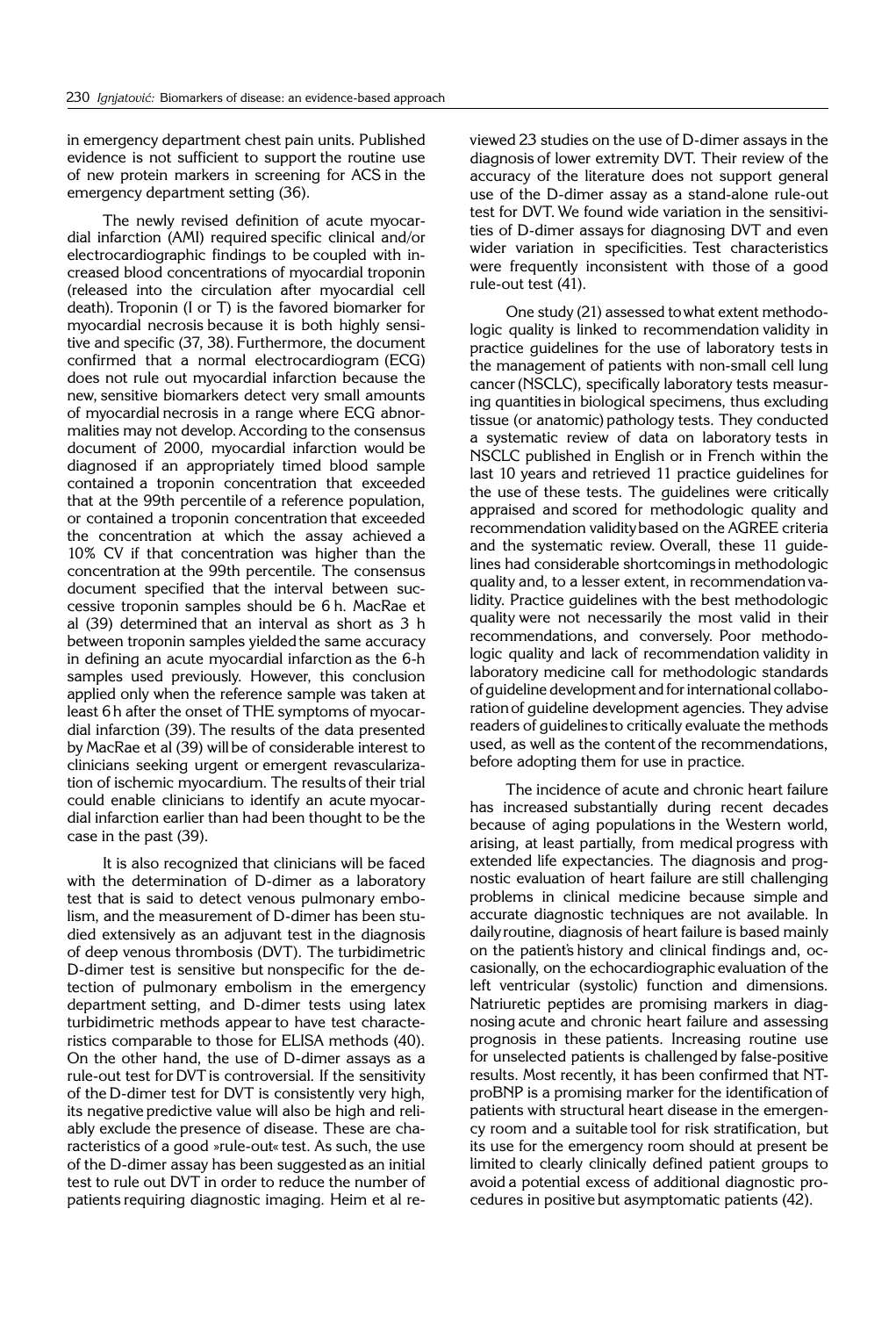in emergency department chest pain units. Published evidence is not sufficient to support the routine use of new protein markers in screening for ACS in the emergency department setting (36).

The newly revised definition of acute myocardial infarction (AMI) required specific clinical and/or electrocardiographic findings to be coupled with increased blood concentrations of myocardial troponin (released into the circulation after myocardial cell death). Troponin (I or T) is the favored biomarker for myocardial necrosis because it is both highly sensitive and specific (37, 38). Furthermore, the document confirmed that a normal electrocardiogram (ECG) does not rule out myocardial infarction because the new, sensitive biomarkers detect very small amounts of myocardial necrosis in a range where ECG abnormalities may not develop. According to the consensus document of 2000, myocardial infarction would be diagnosed if an appropriately timed blood sample contained a troponin concentration that exceeded that at the 99th percentile of a reference population, or contained a troponin concentration that exceeded the concentration at which the assay achieved a 10% CV if that concentration was higher than the concentration at the 99th percentile. The consensus document specified that the interval between successive troponin samples should be 6 h. MacRae et al (39) determined that an interval as short as 3 h between troponin samples yielded the same accuracy in defining an acute myocardial infarction as the 6-h samples used previously. However, this conclusion applied only when the reference sample was taken at least 6 h after the onset of THE symptoms of myocardial infarction (39). The results of the data presented by MacRae et al (39) will be of considerable interest to clinicians seeking urgent or emergent revascularization of ischemic myocardium. The results of their trial could enable clinicians to identify an acute myocardial infarction earlier than had been thought to be the case in the past (39).

It is also recognized that clinicians will be faced with the determination of D-dimer as a laboratory test that is said to detect venous pulmonary embolism, and the measurement of D-dimer has been studied extensively as an adjuvant test in the diagnosis of deep venous thrombosis (DVT). The turbidimetric D-dimer test is sensitive but nonspecific for the detection of pulmonary embolism in the emergency department setting, and D-dimer tests using latex turbidimetric methods appear to have test characteristics comparable to those for ELISA methods (40). On the other hand, the use of D-dimer assays as a rule-out test for DVT is controversial. If the sensitivity of the D-dimer test for DVT is consistently very high, its negative predictive value will also be high and reliably exclude the presence of disease. These are characteristics of a good »rule-out« test. As such, the use of the D-dimer assay has been suggested as an initial test to rule out DVT in order to reduce the number of patients requiring diagnostic imaging. Heim et al reviewed 23 studies on the use of D-dimer assays in the diagnosis of lower extremity DVT. Their review of the accuracy of the literature does not support general use of the D-dimer assay as a stand-alone rule-out test for DVT. We found wide variation in the sensitivities of D-dimer assays for diagnosing DVT and even wider variation in specificities. Test characteristics were frequently inconsistent with those of a good rule-out test (41).

One study (21) assessed to what extent methodologic quality is linked to recommendation validity in practice guidelines for the use of laboratory tests in the management of patients with non-small cell lung cancer (NSCLC), specifically laboratory tests measuring quantities in biological specimens, thus excluding tissue (or anatomic) pathology tests. They conducted a systematic review of data on laboratory tests in NSCLC published in English or in French within the last 10 years and retrieved 11 practice guidelines for the use of these tests. The guidelines were critically appraised and scored for methodologic quality and recommendation validity based on the AGREE criteria and the systematic review. Overall, these 11 guidelines had considerable shortcomings in methodologic quality and, to a lesser extent, in recommendation validity. Practice guidelines with the best methodologic quality were not necessarily the most valid in their recommendations, and conversely. Poor methodologic quality and lack of recommendation validity in laboratory medicine call for methodologic standards of guideline development and for international collaboration of guideline development agencies. They advise readers of guidelines to critically evaluate the methods used, as well as the content of the recommendations, before adopting them for use in practice.

The incidence of acute and chronic heart failure has increased substantially during recent decades because of aging populations in the Western world, arising, at least partially, from medical progress with extended life expectancies. The diagnosis and prognostic evaluation of heart failure are still challenging problems in clinical medicine because simple and accurate diagnostic techniques are not available. In daily routine, diagnosis of heart failure is based mainly on the patient's history and clinical findings and, occasionally, on the echocardiographic evaluation of the left ventricular (systolic) function and dimensions. Natriuretic peptides are promising markers in diagnosing acute and chronic heart failure and assessing prognosis in these patients. Increasing routine use for unselected patients is challenged by false-positive results. Most recently, it has been confirmed that NT-proBNP is a promising marker for the identification of patients with structural heart disease in the emergency room and a suitable tool for risk stratification, but its use for the emergency room should at present be limited to clearly clinically defined patient groups to avoid a potential excess of additional diagnostic procedures in positive but asymptomatic patients (42).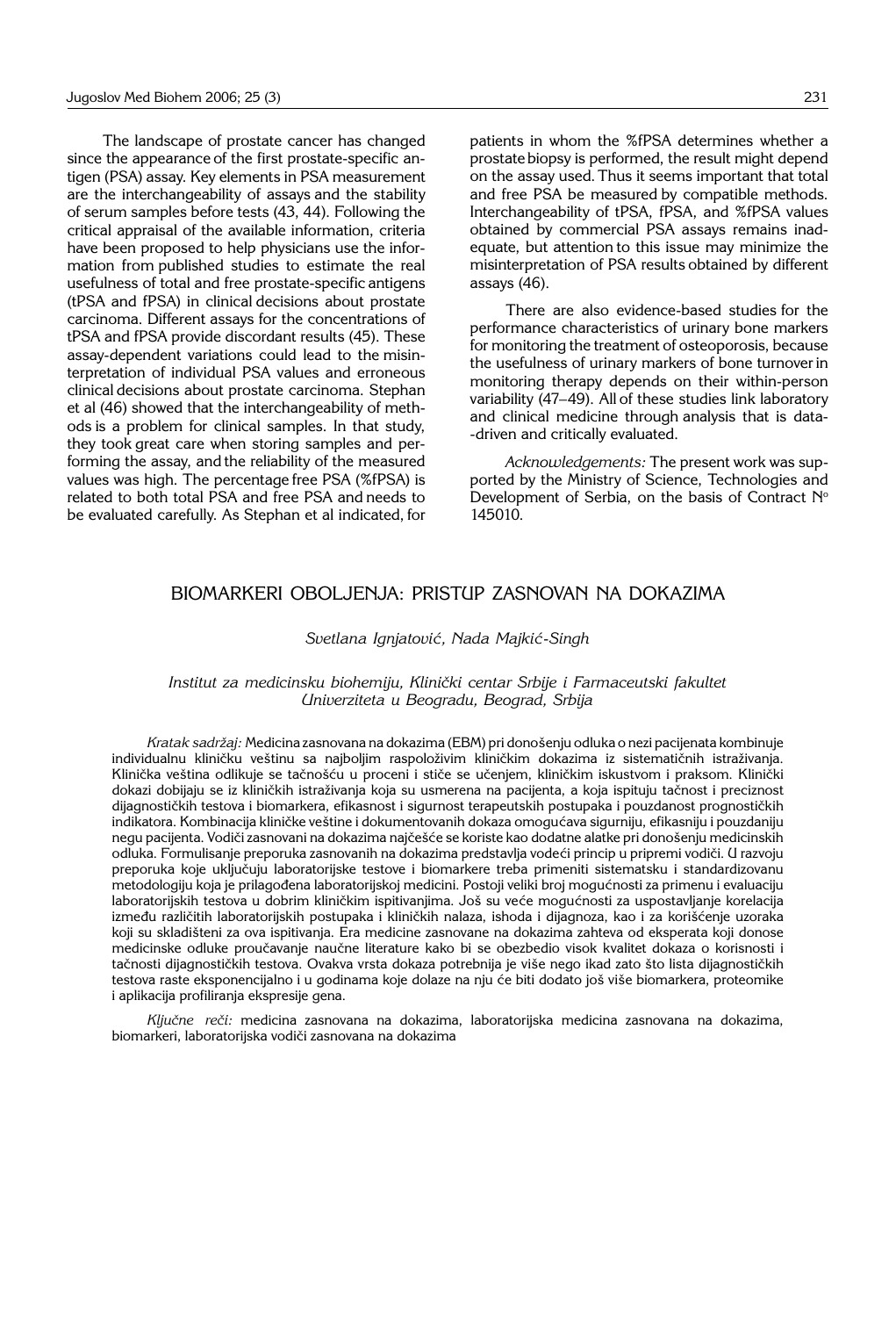The landscape of prostate cancer has changed since the appearance of the first prostate-specific antigen (PSA) assay. Key elements in PSA measurement are the interchangeability of assays and the stability of serum samples before tests (43, 44). Following the critical appraisal of the available information, criteria have been proposed to help physicians use the information from published studies to estimate the real usefulness of total and free prostate-specific antigens (tPSA and fPSA) in clinical decisions about prostate carcinoma. Different assays for the concentrations of tPSA and fPSA provide discordant results (45). These assay-dependent variations could lead to the misinterpretation of individual PSA values and erroneous clinical decisions about prostate carcinoma. Stephan et al (46) showed that the interchangeability of methods is a problem for clinical samples. In that study, they took great care when storing samples and performing the assay, and the reliability of the measured values was high. The percentage free PSA (%fPSA) is related to both total PSA and free PSA and needs to be evaluated carefully. As Stephan et al indicated, for patients in whom the %fPSA determines whether a prostate biopsy is performed, the result might depend on the assay used. Thus it seems important that total and free PSA be measured by compatible methods. Interchangeability of tPSA, fPSA, and %fPSA values obtained by commercial PSA assays remains inadequate, but attention to this issue may minimize the misinterpretation of PSA results obtained by different assays (46).

There are also evidence-based studies for the performance characteristics of urinary bone markers for monitoring the treatment of osteoporosis, because the usefulness of urinary markers of bone turnover in monitoring therapy depends on their within-person variability (47–49). All of these studies link laboratory and clinical medicine through analysis that is data-driven and critically evaluated.

*Acknowledgements:* The present work was supported by the Ministry of Science, Technologies and Development of Serbia, on the basis of Contract N° 145010.

## BIOMARKERI OBOLJENJA: PRISTUP ZASNOVAN NA DOKAZIMA

*Svetlana Ignjatović, Nada Majkić-Singh*

*Institut za medicinsku biohemiju, Klinički centar Srbije i Farmaceutski fakultet Univerziteta u Beogradu, Beograd, Srbija*

*Kratak sadržaj:* Medicina zasnovana na dokazima (EBM) pri donošenju odluka o nezi pacijenata kombinuje individualnu kliničku veštinu sa najboljim raspoloživim kliničkim dokazima iz sistematičnih istraživanja. Klinička veština odlikuje se tačnošću u proceni i stiče se učenjem, kliničkim iskustvom i praksom. Klinički dokazi dobijaju se iz kliničkih istraživanja koja su usmerena na pacijenta, a koja ispituju tačnost i preciznost dijagnostičkih testova i biomarkera, efikasnost i sigurnost terapeutskih postupaka i pouzdanost prognostičkih indikatora. Kombinacija kliničke veštine i dokumentovanih dokaza omogućava sigurniju, efikasniju i pouzdaniju negu pacijenta. Vodiči zasnovani na dokazima najčešće se koriste kao dodatne alatke pri donošenju medicinskih odluka. Formulisanje preporuka zasnovanih na dokazima predstavlja vodeći princip u pripremi vodiči. U razvoju preporuka koje uključuju laboratorijske testove i biomarkere treba primeniti sistematsku i standardizovanu metodologiju koja je prilagođena laboratorijskoj medicini. Postoji veliki broj mogućnosti za primenu i evaluaciju laboratorijskih testova u dobrim kliničkim ispitivanjima. Još su veće mogućnosti za uspostavljanje korelacija između različitih laboratorijskih postupaka i kliničkih nalaza, ishoda i dijagnoza, kao i za korišćenje uzoraka koji su skladišteni za ova ispitivanja. Era medicine zasnovane na dokazima zahteva od eksperata koji donose medicinske odluke proučavanje naučne literature kako bi se obezbedio visok kvalitet dokaza o korisnosti i tačnosti dijagnostičkih testova. Ovakva vrsta dokaza potrebnija je više nego ikad zato što lista dijagnostičkih testova raste eksponencijalno i u godinama koje dolaze na nju će biti dodato još više biomarkera, proteomike i aplikacija profiliranja ekspresije gena.

*Ključne reči:* medicina zasnovana na dokazima, laboratorijska medicina zasnovana na dokazima, biomarkeri, laboratorijska vodiči zasnovana na dokazima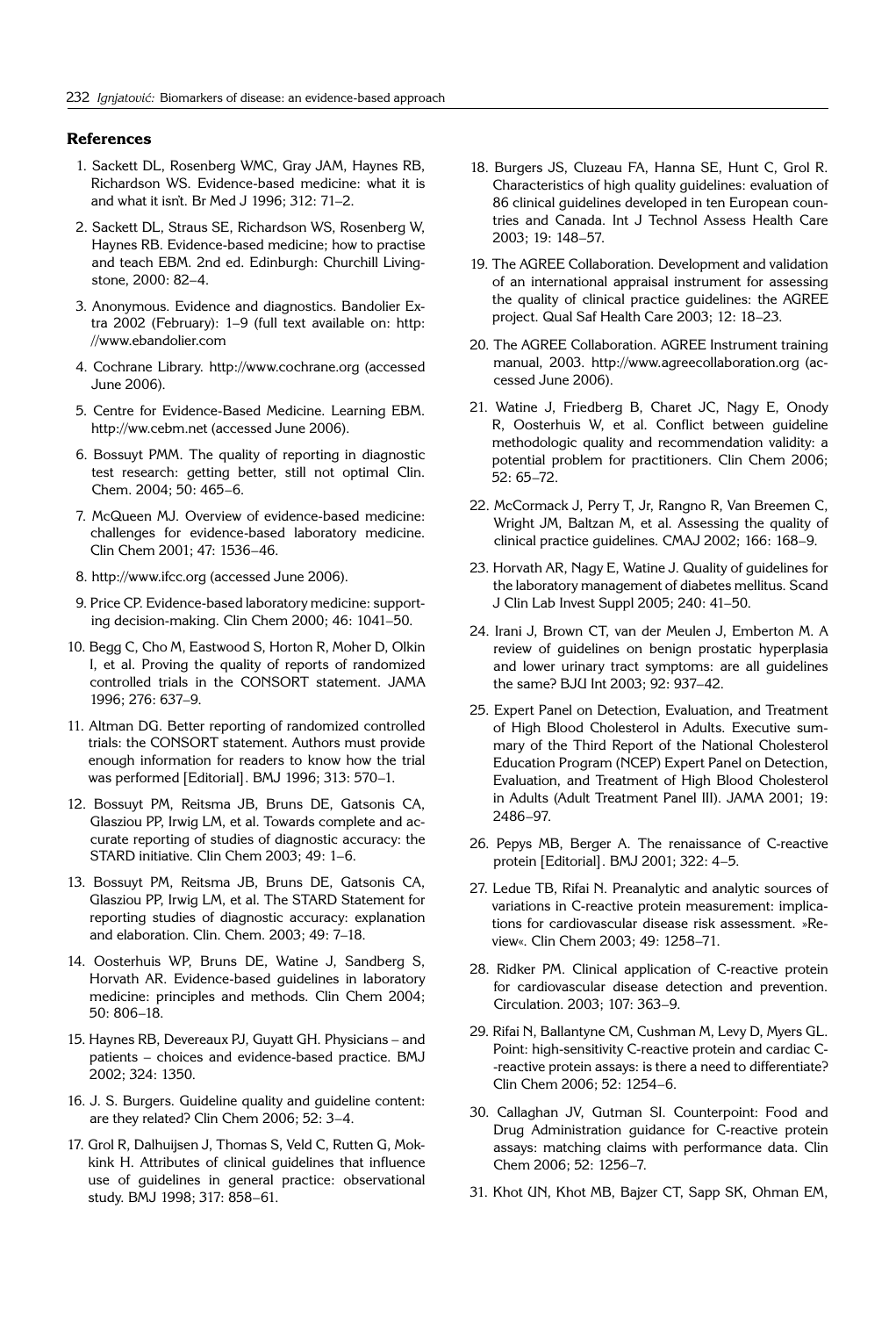## References

1. Sackett DL, Rosenberg WMC, Gray JAM, Haynes RB, Richardson WS. Evidence-based medicine: what it is and what it isn't. Br Med J 1996; 312: 71–2.
2. Sackett DL, Straus SE, Richardson WS, Rosenberg W, Haynes RB. Evidence-based medicine; how to practise and teach EBM. 2nd ed. Edinburgh: Churchill Livingstone, 2000: 82–4.
3. Anonymous. Evidence and diagnostics. Bandolier Extra 2002 (February): 1–9 (full text available on: http: //www.ebandolier.com
4. Cochrane Library. http://www.cochrane.org (accessed June 2006).
5. Centre for Evidence-Based Medicine. Learning EBM. http://ww.cebm.net (accessed June 2006).
6. Bossuyt PMM. The quality of reporting in diagnostic test research: getting better, still not optimal Clin. Chem. 2004; 50: 465–6.
7. McQueen MJ. Overview of evidence-based medicine: challenges for evidence-based laboratory medicine. Clin Chem 2001; 47: 1536–46.
8. http://www.ifcc.org (accessed June 2006).
9. Price CP. Evidence-based laboratory medicine: supporting decision-making. Clin Chem 2000; 46: 1041–50.
10. Begg C, Cho M, Eastwood S, Horton R, Moher D, Olkin I, et al. Proving the quality of reports of randomized controlled trials in the CONSORT statement. JAMA 1996; 276: 637–9.
11. Altman DG. Better reporting of randomized controlled trials: the CONSORT statement. Authors must provide enough information for readers to know how the trial was performed [Editorial]. BMJ 1996; 313: 570–1.
12. Bossuyt PM, Reitsma JB, Bruns DE, Gatsonis CA, Glasziou PP, Irwig LM, et al. Towards complete and accurate reporting of studies of diagnostic accuracy: the STARD initiative. Clin Chem 2003; 49: 1–6.
13. Bossuyt PM, Reitsma JB, Bruns DE, Gatsonis CA, Glasziou PP, Irwig LM, et al. The STARD Statement for reporting studies of diagnostic accuracy: explanation and elaboration. Clin. Chem. 2003; 49: 7–18.
14. Oosterhuis WP, Bruns DE, Watine J, Sandberg S, Horvath AR. Evidence-based guidelines in laboratory medicine: principles and methods. Clin Chem 2004; 50: 806–18.
15. Haynes RB, Devereaux PJ, Guyatt GH. Physicians – and patients – choices and evidence-based practice. BMJ 2002; 324: 1350.
16. J. S. Burgers. Guideline quality and guideline content: are they related? Clin Chem 2006; 52: 3–4.
17. Grol R, Dalhuijsen J, Thomas S, Veld C, Rutten G, Mokkink H. Attributes of clinical guidelines that influence use of guidelines in general practice: observational study. BMJ 1998; 317: 858–61.
18. Burgers JS, Cluzeau FA, Hanna SE, Hunt C, Grol R. Characteristics of high quality guidelines: evaluation of 86 clinical guidelines developed in ten European countries and Canada. Int J Technol Assess Health Care 2003; 19: 148–57.
19. The AGREE Collaboration. Development and validation of an international appraisal instrument for assessing the quality of clinical practice guidelines: the AGREE project. Qual Saf Health Care 2003; 12: 18–23.
20. The AGREE Collaboration. AGREE Instrument training manual, 2003. http://www.agreecollaboration.org (accessed June 2006).
21. Watine J, Friedberg B, Charet JC, Nagy E, Onody R, Oosterhuis W, et al. Conflict between guideline methodologic quality and recommendation validity: a potential problem for practitioners. Clin Chem 2006; 52: 65–72.
22. McCormack J, Perry T, Jr, Rangno R, Van Breemen C, Wright JM, Baltzan M, et al. Assessing the quality of clinical practice guidelines. CMAJ 2002; 166: 168–9.
23. Horvath AR, Nagy E, Watine J. Quality of guidelines for the laboratory management of diabetes mellitus. Scand J Clin Lab Invest Suppl 2005; 240: 41–50.
24. Irani J, Brown CT, van der Meulen J, Emberton M. A review of guidelines on benign prostatic hyperplasia and lower urinary tract symptoms: are all guidelines the same? BJU Int 2003; 92: 937–42.
25. Expert Panel on Detection, Evaluation, and Treatment of High Blood Cholesterol in Adults. Executive summary of the Third Report of the National Cholesterol Education Program (NCEP) Expert Panel on Detection, Evaluation, and Treatment of High Blood Cholesterol in Adults (Adult Treatment Panel III). JAMA 2001; 19: 2486–97.
26. Pepys MB, Berger A. The renaissance of C-reactive protein [Editorial]. BMJ 2001; 322: 4–5.
27. Ledue TB, Rifai N. Preanalytic and analytic sources of variations in C-reactive protein measurement: implications for cardiovascular disease risk assessment. »Review«. Clin Chem 2003; 49: 1258–71.
28. Ridker PM. Clinical application of C-reactive protein for cardiovascular disease detection and prevention. Circulation. 2003; 107: 363–9.
29. Rifai N, Ballantyne CM, Cushman M, Levy D, Myers GL. Point: high-sensitivity C-reactive protein and cardiac C-reactive protein assays: is there a need to differentiate? Clin Chem 2006; 52: 1254–6.
30. Callaghan JV, Gutman SI. Counterpoint: Food and Drug Administration guidance for C-reactive protein assays: matching claims with performance data. Clin Chem 2006; 52: 1256–7.
31. Khot UN, Khot MB, Bajzer CT, Sapp SK, Ohman EM,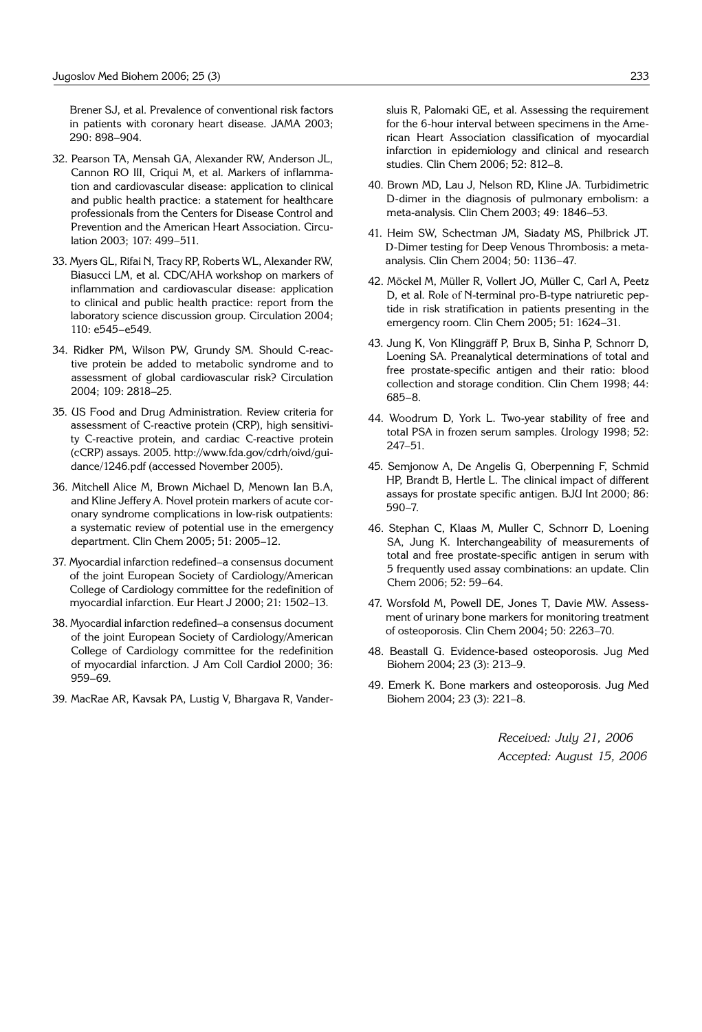Brener SJ, et al. Prevalence of conventional risk factors in patients with coronary heart disease. JAMA 2003; 290: 898–904.

32. Pearson TA, Mensah GA, Alexander RW, Anderson JL, Cannon RO III, Criqui M, et al. Markers of inflammation and cardiovascular disease: application to clinical and public health practice: a statement for healthcare professionals from the Centers for Disease Control and Prevention and the American Heart Association. Circulation 2003; 107: 499–511.

33. Myers GL, Rifai N, Tracy RP, Roberts WL, Alexander RW, Biasucci LM, et al. CDC/AHA workshop on markers of inflammation and cardiovascular disease: application to clinical and public health practice: report from the laboratory science discussion group. Circulation 2004; 110: e545–e549.

34. Ridker PM, Wilson PW, Grundy SM. Should C-reactive protein be added to metabolic syndrome and to assessment of global cardiovascular risk? Circulation 2004; 109: 2818–25.

35. US Food and Drug Administration. Review criteria for assessment of C-reactive protein (CRP), high sensitivity C-reactive protein, and cardiac C-reactive protein (cCRP) assays. 2005. http://www.fda.gov/cdrh/oivd/guidance/1246.pdf (accessed November 2005).

36. Mitchell Alice M, Brown Michael D, Menown Ian B.A, and Kline Jeffery A. Novel protein markers of acute coronary syndrome complications in low-risk outpatients: a systematic review of potential use in the emergency department. Clin Chem 2005; 51: 2005–12.

37. Myocardial infarction redefined–a consensus document of the joint European Society of Cardiology/American College of Cardiology committee for the redefinition of myocardial infarction. Eur Heart J 2000; 21: 1502–13.

38. Myocardial infarction redefined–a consensus document of the joint European Society of Cardiology/American College of Cardiology committee for the redefinition of myocardial infarction. J Am Coll Cardiol 2000; 36: 959–69.

39. MacRae AR, Kavsak PA, Lustig V, Bhargava R, Vandersluis R, Palomaki GE, et al. Assessing the requirement for the 6-hour interval between specimens in the American Heart Association classification of myocardial infarction in epidemiology and clinical and research studies. Clin Chem 2006; 52: 812–8.

40. Brown MD, Lau J, Nelson RD, Kline JA. Turbidimetric D-dimer in the diagnosis of pulmonary embolism: a meta-analysis. Clin Chem 2003; 49: 1846–53.

41. Heim SW, Schectman JM, Siadaty MS, Philbrick JT. D-Dimer testing for Deep Venous Thrombosis: a meta-analysis. Clin Chem 2004; 50: 1136–47.

42. Möckel M, Müller R, Vollert JO, Müller C, Carl A, Peetz D, et al. Role of N-terminal pro-B-type natriuretic peptide in risk stratification in patients presenting in the emergency room. Clin Chem 2005; 51: 1624–31.

43. Jung K, Von Klinggräff P, Brux B, Sinha P, Schnorr D, Loening SA. Preanalytical determinations of total and free prostate-specific antigen and their ratio: blood collection and storage condition. Clin Chem 1998; 44: 685–8.

44. Woodrum D, York L. Two-year stability of free and total PSA in frozen serum samples. Urology 1998; 52: 247–51.

45. Semjonow A, De Angelis G, Oberpenning F, Schmid HP, Brandt B, Hertle L. The clinical impact of different assays for prostate specific antigen. BJU Int 2000; 86: 590–7.

46. Stephan C, Klaas M, Muller C, Schnorr D, Loening SA, Jung K. Interchangeability of measurements of total and free prostate-specific antigen in serum with 5 frequently used assay combinations: an update. Clin Chem 2006; 52: 59–64.

47. Worsfold M, Powell DE, Jones T, Davie MW. Assessment of urinary bone markers for monitoring treatment of osteoporosis. Clin Chem 2004; 50: 2263–70.

48. Beastall G. Evidence-based osteoporosis. Jug Med Biohem 2004; 23 (3): 213–9.

49. Emerk K. Bone markers and osteoporosis. Jug Med Biohem 2004; 23 (3): 221–8.

*Received: July 21, 2006*
*Accepted: August 15, 2006*